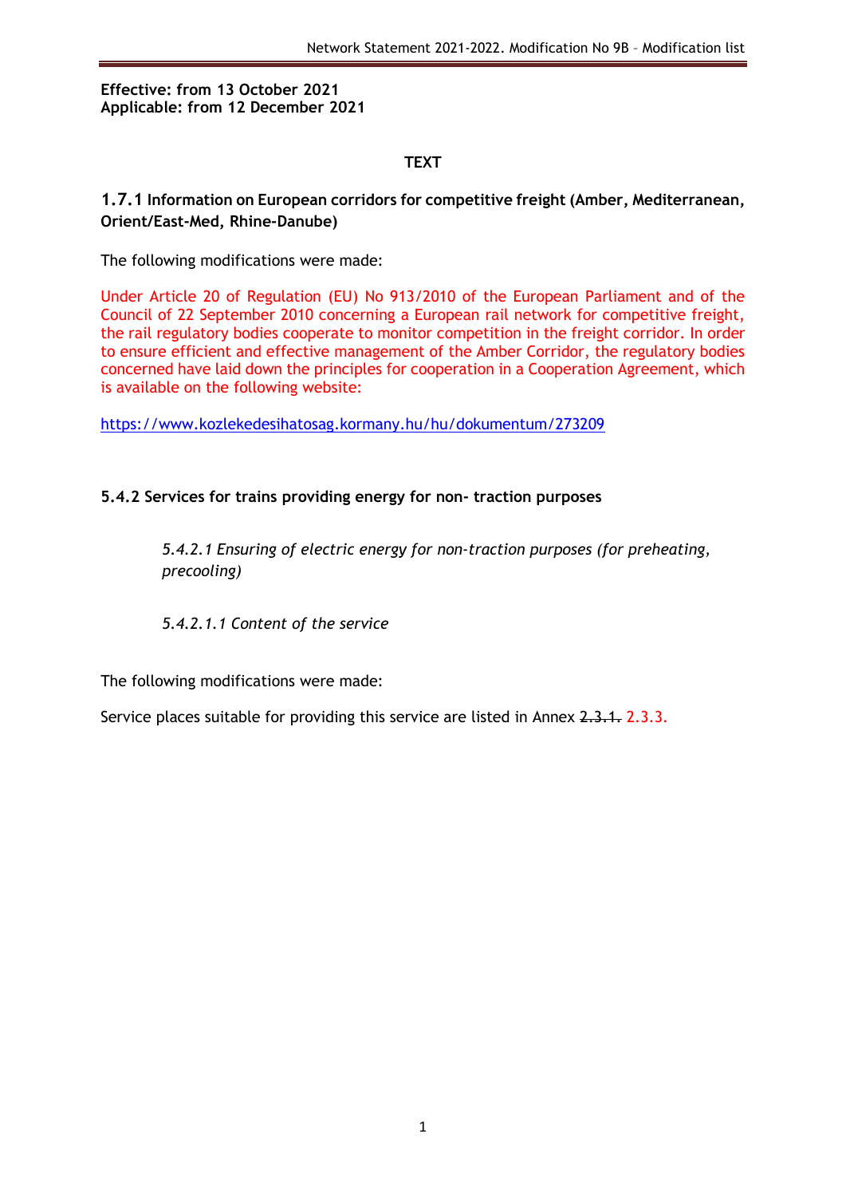**Effective: from 13 October 2021**
**Applicable: from 12 December 2021**

**TEXT**

## 1.7.1 Information on European corridors for competitive freight (Amber, Mediterranean, Orient/East-Med, Rhine-Danube)

The following modifications were made:

Under Article 20 of Regulation (EU) No 913/2010 of the European Parliament and of the Council of 22 September 2010 concerning a European rail network for competitive freight, the rail regulatory bodies cooperate to monitor competition in the freight corridor. In order to ensure efficient and effective management of the Amber Corridor, the regulatory bodies concerned have laid down the principles for cooperation in a Cooperation Agreement, which is available on the following website:

https://www.kozlekedesihatosag.kormany.hu/hu/dokumentum/273209

## 5.4.2 Services for trains providing energy for non- traction purposes

*5.4.2.1 Ensuring of electric energy for non-traction purposes (for preheating, precooling)*

*5.4.2.1.1 Content of the service*

The following modifications were made:

Service places suitable for providing this service are listed in Annex ~~2.3.1.~~ 2.3.3.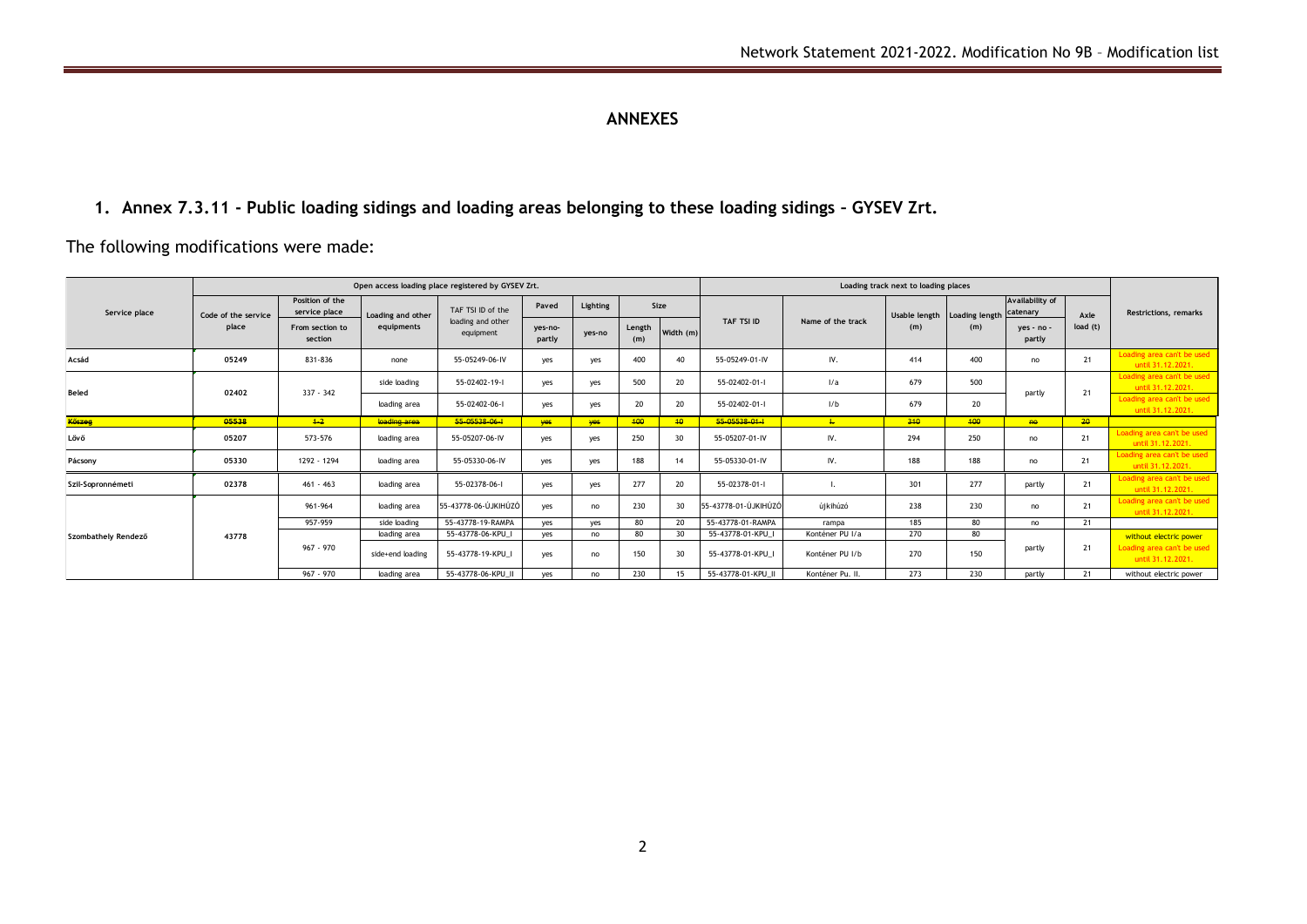## ANNEXES

### 1. Annex 7.3.11 - Public loading sidings and loading areas belonging to these loading sidings – GYSEV Zrt.

The following modifications were made:

| Service place | Open access loading place registered by GYSEV Zrt. | | | | | | | | Loading track next to loading places | | | | | | Restrictions, remarks |
|---|---|---|---|---|---|---|---|---|---|---|---|---|---|---|---|
| | Code of the service place | Position of the service place | Loading and other equipments | TAF TSI ID of the loading and other equipment | Paved | Lighting | Size | | TAF TSI ID | Name of the track | Usable length (m) | Loading length (m) | Availability of catenary | Axle load (t) | |
| | | From section to section | | | yes-no-partly | yes-no | Length (m) | Width (m) | | | | | yes - no - partly | | |
| Acsád | 05249 | 831-836 | none | 55-05249-06-IV | yes | yes | 400 | 40 | 55-05249-01-IV | IV. | 414 | 400 | no | 21 | Loading area can't be used until 31.12.2021. |
| Beled | 02402 | 337 - 342 | side loading | 55-02402-19-I | yes | yes | 500 | 20 | 55-02402-01-I | I/a | 679 | 500 | partly | 21 | Loading area can't be used until 31.12.2021. |
| | | | loading area | 55-02402-06-I | yes | yes | 20 | 20 | 55-02402-01-I | I/b | 679 | 20 | | | Loading area can't be used until 31.12.2021. |
| ~~Kőszeg~~ | ~~05538~~ | ~~1-2~~ | ~~loading area~~ | ~~55-05538-06-I~~ | ~~yes~~ | ~~yes~~ | ~~100~~ | ~~10~~ | ~~55-05538-01-I~~ | ~~I.~~ | ~~310~~ | ~~100~~ | ~~no~~ | ~~20~~ | |
| Lövö | 05207 | 573-576 | loading area | 55-05207-06-IV | yes | yes | 250 | 30 | 55-05207-01-IV | IV. | 294 | 250 | no | 21 | Loading area can't be used until 31.12.2021. |
| Pácsony | 05330 | 1292 - 1294 | loading area | 55-05330-06-IV | yes | yes | 188 | 14 | 55-05330-01-IV | IV. | 188 | 188 | no | 21 | Loading area can't be used until 31.12.2021. |
| Szil-Sopronnémeti | 02378 | 461 - 463 | loading area | 55-02378-06-I | yes | yes | 277 | 20 | 55-02378-01-I | I. | 301 | 277 | partly | 21 | Loading area can't be used until 31.12.2021. |
| Szombathely Rendező | 43778 | 961-964 | loading area | 55-43778-06-ÚJKIHÚZÓ | yes | no | 230 | 30 | 55-43778-01-ÚJKIHÚZÓ | újkihúzó | 238 | 230 | no | 21 | Loading area can't be used until 31.12.2021. |
| | | 957-959 | side loading | 55-43778-19-RAMPA | yes | yes | 80 | 20 | 55-43778-01-RAMPA | rampa | 185 | 80 | no | 21 | |
| | | 967 - 970 | loading area | 55-43778-06-KPU_I | yes | no | 80 | 30 | 55-43778-01-KPU_I | Konténer PU I/a | 270 | 80 | partly | 21 | without electric power |
| | | | side+end loading | 55-43778-19-KPU_I | yes | no | 150 | 30 | 55-43778-01-KPU_I | Konténer PU I/b | 270 | 150 | | | Loading area can't be used until 31.12.2021. |
| | | 967 - 970 | loading area | 55-43778-06-KPU_II | yes | no | 230 | 15 | 55-43778-01-KPU_II | Konténer Pu. II. | 273 | 230 | partly | 21 | without electric power |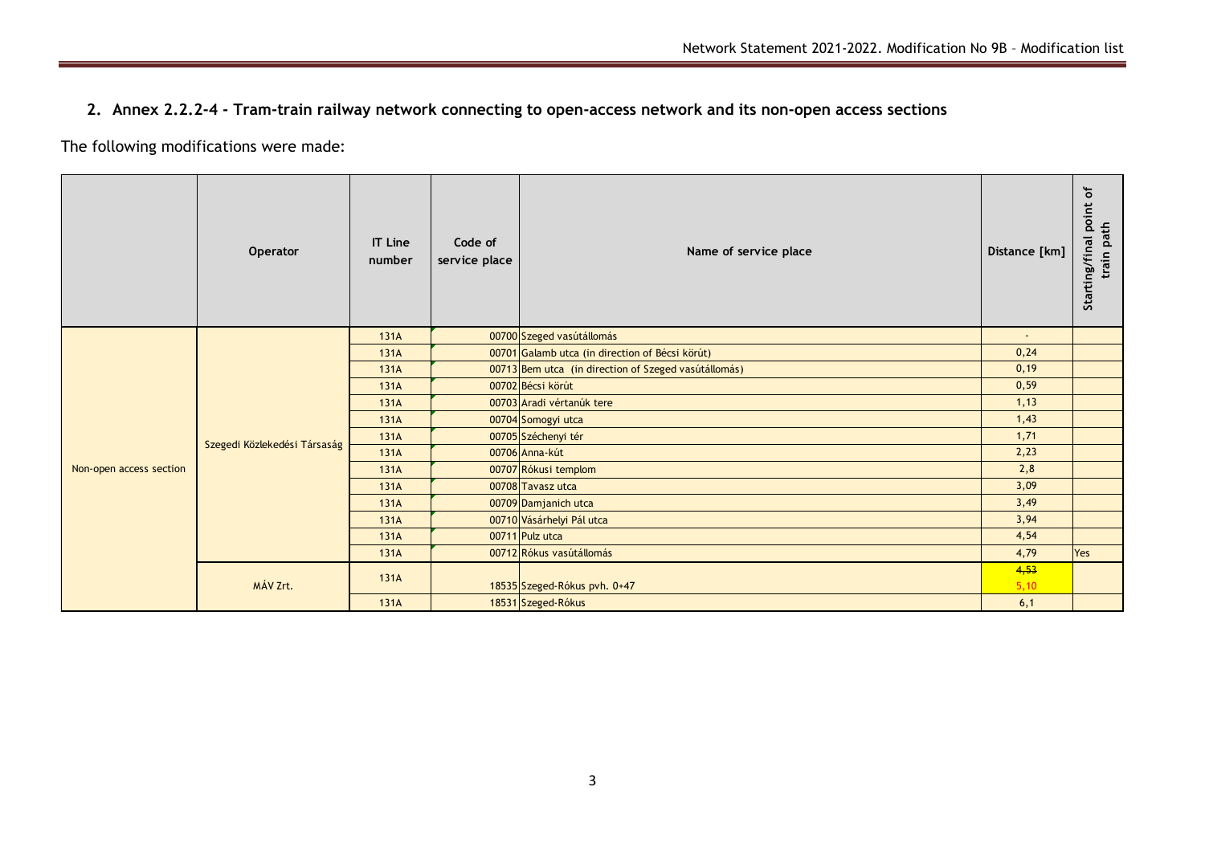## 2. Annex 2.2.2-4 - Tram-train railway network connecting to open-access network and its non-open access sections

The following modifications were made:

| | Operator | IT Line number | Code of service place | Name of service place | Distance [km] | Starting/final point of train path |
|---|---|---|---|---|---|---|
| Non-open access section | Szegedi Közlekedési Társaság | 131A | 00700 | Szeged vasútállomás | - | |
| | | 131A | 00701 | Galamb utca (in direction of Bécsi körút) | 0,24 | |
| | | 131A | 00713 | Bem utca (in direction of Szeged vasútállomás) | 0,19 | |
| | | 131A | 00702 | Bécsi körút | 0,59 | |
| | | 131A | 00703 | Aradi vértanúk tere | 1,13 | |
| | | 131A | 00704 | Somogyi utca | 1,43 | |
| | | 131A | 00705 | Széchenyi tér | 1,71 | |
| | | 131A | 00706 | Anna-kút | 2,23 | |
| | | 131A | 00707 | Rókusi templom | 2,8 | |
| | | 131A | 00708 | Tavasz utca | 3,09 | |
| | | 131A | 00709 | Damjanich utca | 3,49 | |
| | | 131A | 00710 | Vásárhelyi Pál utca | 3,94 | |
| | | 131A | 00711 | Pulz utca | 4,54 | |
| | | 131A | 00712 | Rókus vasútállomás | 4,79 | Yes |
| | MÁV Zrt. | 131A | 18535 | Szeged-Rókus pvh. 0+47 | ~~4,53~~ 5,10 | |
| | | 131A | 18531 | Szeged-Rókus | 6,1 | |